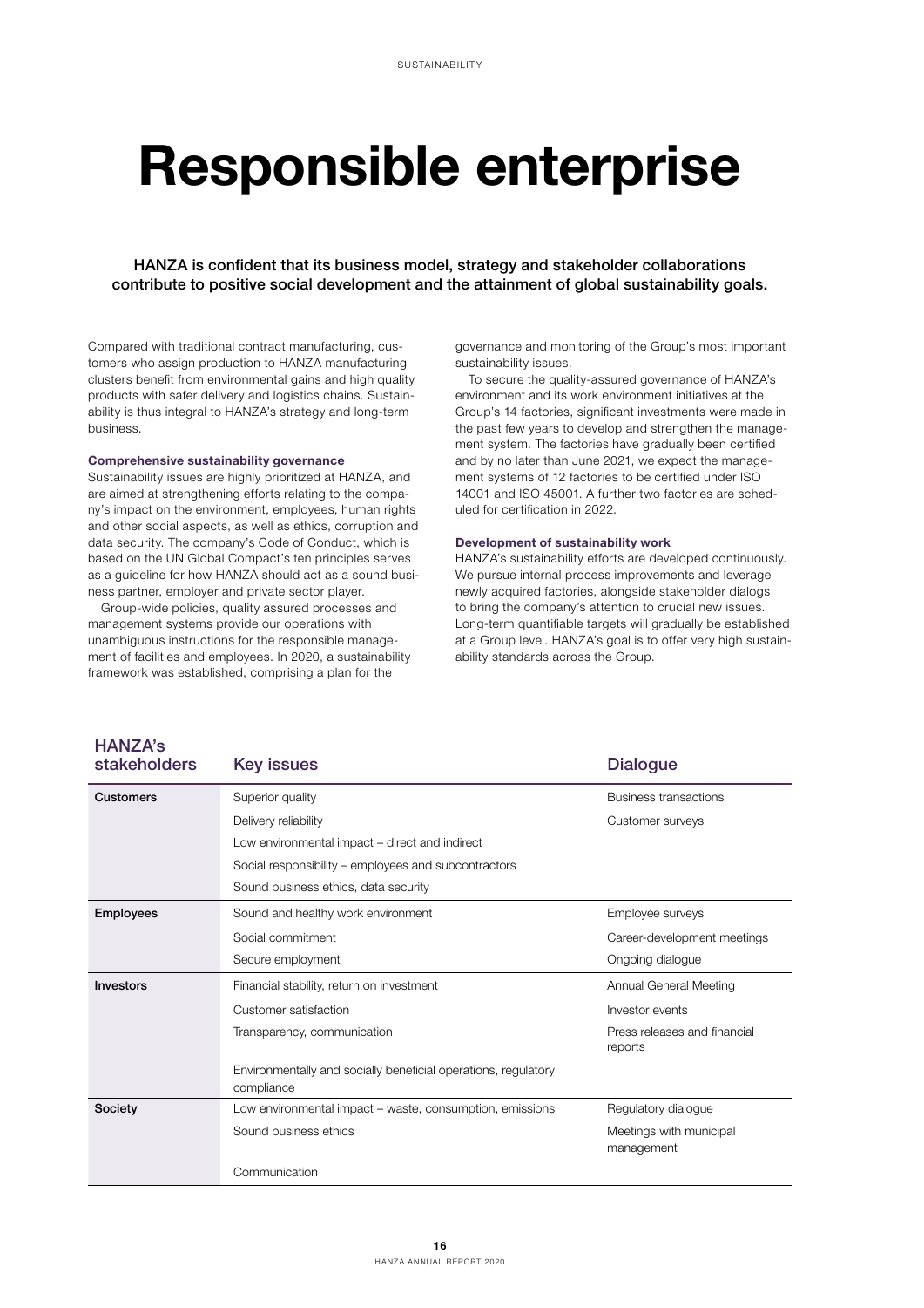# Responsible enterprise

**HANZA is confident that its business model, strategy and stakeholder collaborations contribute to positive social development and the attainment of global sustainability goals.**

Compared with traditional contract manufacturing, customers who assign production to HANZA manufacturing clusters benefit from environmental gains and high quality products with safer delivery and logistics chains. Sustainability is thus integral to HANZA's strategy and long-term business.

### Comprehensive sustainability governance

Sustainability issues are highly prioritized at HANZA, and are aimed at strengthening efforts relating to the company's impact on the environment, employees, human rights and other social aspects, as well as ethics, corruption and data security. The company's Code of Conduct, which is based on the UN Global Compact's ten principles serves as a guideline for how HANZA should act as a sound business partner, employer and private sector player.

Group-wide policies, quality assured processes and management systems provide our operations with unambiguous instructions for the responsible management of facilities and employees. In 2020, a sustainability framework was established, comprising a plan for the governance and monitoring of the Group's most important sustainability issues.

To secure the quality-assured governance of HANZA's environment and its work environment initiatives at the Group's 14 factories, significant investments were made in the past few years to develop and strengthen the management system. The factories have gradually been certified and by no later than June 2021, we expect the management systems of 12 factories to be certified under ISO 14001 and ISO 45001. A further two factories are scheduled for certification in 2022.

### Development of sustainability work

HANZA's sustainability efforts are developed continuously. We pursue internal process improvements and leverage newly acquired factories, alongside stakeholder dialogs to bring the company's attention to crucial new issues. Long-term quantifiable targets will gradually be established at a Group level. HANZA's goal is to offer very high sustainability standards across the Group.

| HANZA's stakeholders | Key issues | Dialogue |
|---|---|---|
| **Customers** | Superior quality | Business transactions |
| | Delivery reliability | Customer surveys |
| | Low environmental impact – direct and indirect | |
| | Social responsibility – employees and subcontractors | |
| | Sound business ethics, data security | |
| **Employees** | Sound and healthy work environment | Employee surveys |
| | Social commitment | Career-development meetings |
| | Secure employment | Ongoing dialogue |
| **Investors** | Financial stability, return on investment | Annual General Meeting |
| | Customer satisfaction | Investor events |
| | Transparency, communication | Press releases and financial reports |
| | Environmentally and socially beneficial operations, regulatory compliance | |
| **Society** | Low environmental impact – waste, consumption, emissions | Regulatory dialogue |
| | Sound business ethics | Meetings with municipal management |
| | Communication | |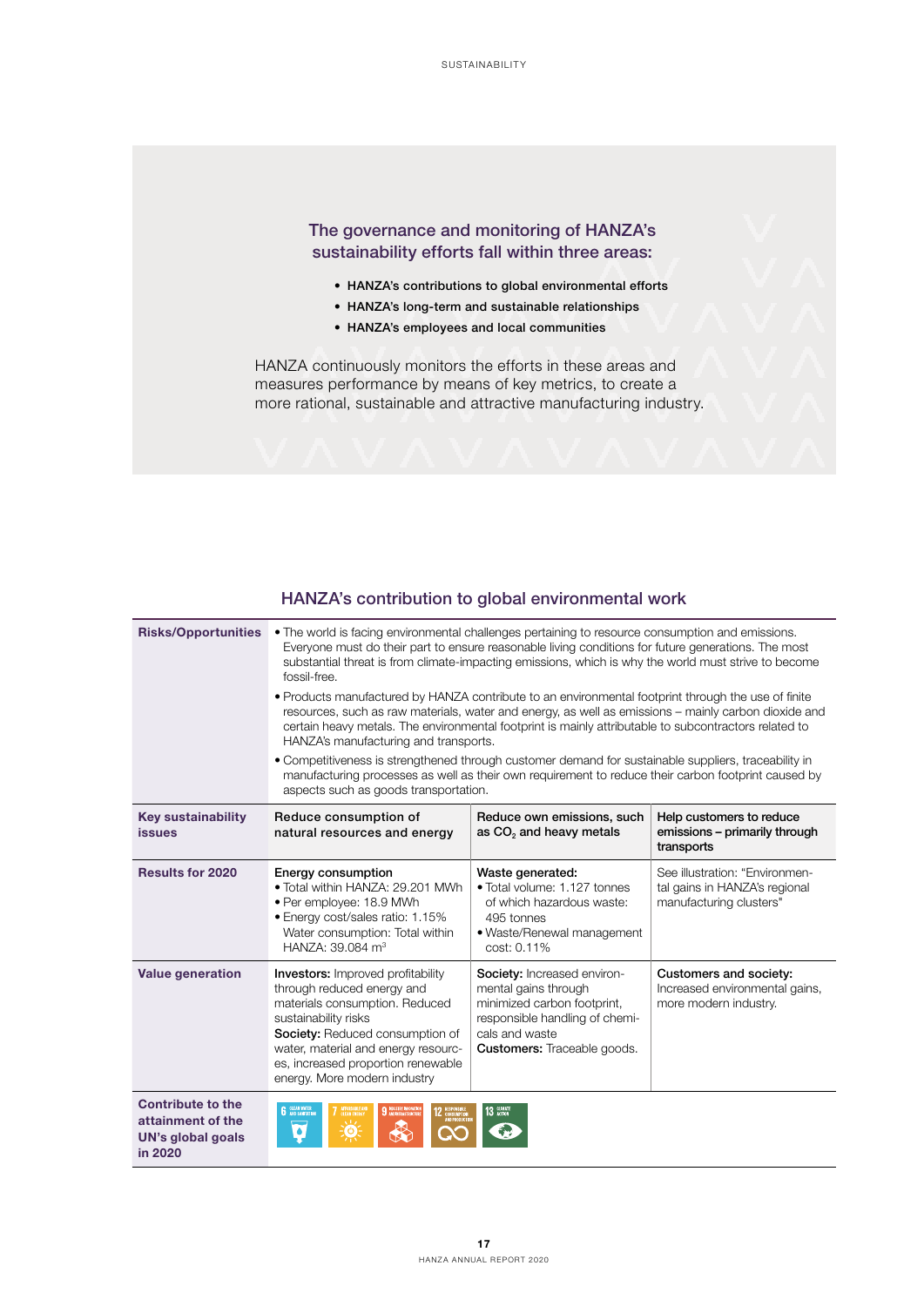## The governance and monitoring of HANZA's sustainability efforts fall within three areas:

- **HANZA's contributions to global environmental efforts**
- **HANZA's long-term and sustainable relationships**
- **HANZA's employees and local communities**

HANZA continuously monitors the efforts in these areas and measures performance by means of key metrics, to create a more rational, sustainable and attractive manufacturing industry.

## HANZA's contribution to global environmental work

| | | | |
|---|---|---|---|
| **Risks/Opportunities** | • The world is facing environmental challenges pertaining to resource consumption and emissions. Everyone must do their part to ensure reasonable living conditions for future generations. The most substantial threat is from climate-impacting emissions, which is why the world must strive to become fossil-free.<br>• Products manufactured by HANZA contribute to an environmental footprint through the use of finite resources, such as raw materials, water and energy, as well as emissions – mainly carbon dioxide and certain heavy metals. The environmental footprint is mainly attributable to subcontractors related to HANZA's manufacturing and transports.<br>• Competitiveness is strengthened through customer demand for sustainable suppliers, traceability in manufacturing processes as well as their own requirement to reduce their carbon footprint caused by aspects such as goods transportation. | | |
| **Key sustainability issues** | **Reduce consumption of natural resources and energy** | **Reduce own emissions, such as $CO_2$ and heavy metals** | **Help customers to reduce emissions – primarily through transports** |
| **Results for 2020** | **Energy consumption**<br>• Total within HANZA: 29.201 MWh<br>• Per employee: 18.9 MWh<br>• Energy cost/sales ratio: 1.15%<br>Water consumption: Total within HANZA: 39.084 $m^3$ | **Waste generated:**<br>• Total volume: 1.127 tonnes of which hazardous waste: 495 tonnes<br>• Waste/Renewal management cost: 0.11% | See illustration: "Environmental gains in HANZA's regional manufacturing clusters" |
| **Value generation** | **Investors:** Improved profitability through reduced energy and materials consumption. Reduced sustainability risks<br>**Society:** Reduced consumption of water, material and energy resources, increased proportion renewable energy. More modern industry | **Society:** Increased environmental gains through minimized carbon footprint, responsible handling of chemicals and waste<br>**Customers:** Traceable goods. | **Customers and society:** Increased environmental gains, more modern industry. |
| **Contribute to the attainment of the UN's global goals in 2020** | 6 Clean water and sanitation, 7 Affordable and clean energy, 9 Industry, innovation and infrastructure, 12 Responsible consumption and production, 13 Climate action | | |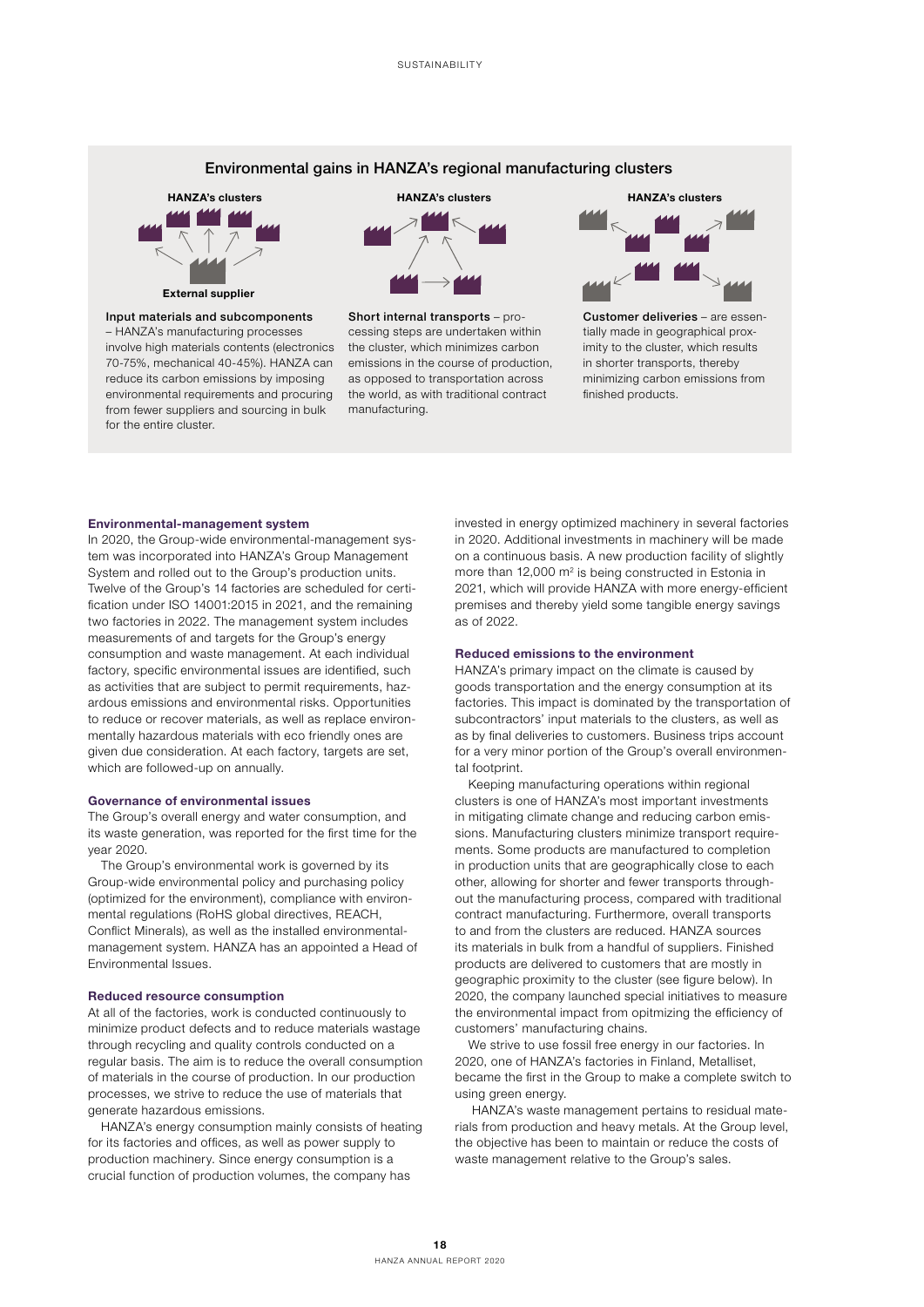## Environmental gains in HANZA's regional manufacturing clusters

HANZA's clusters

External supplier

**Input materials and subcomponents** – HANZA's manufacturing processes involve high materials contents (electronics 70-75%, mechanical 40-45%). HANZA can reduce its carbon emissions by imposing environmental requirements and procuring from fewer suppliers and sourcing in bulk for the entire cluster.

HANZA's clusters

**Short internal transports** – processing steps are undertaken within the cluster, which minimizes carbon emissions in the course of production, as opposed to transportation across the world, as with traditional contract manufacturing.

HANZA's clusters

**Customer deliveries** – are essentially made in geographical proximity to the cluster, which results in shorter transports, thereby minimizing carbon emissions from finished products.

### Environmental-management system

In 2020, the Group-wide environmental-management system was incorporated into HANZA's Group Management System and rolled out to the Group's production units. Twelve of the Group's 14 factories are scheduled for certification under ISO 14001:2015 in 2021, and the remaining two factories in 2022. The management system includes measurements of and targets for the Group's energy consumption and waste management. At each individual factory, specific environmental issues are identified, such as activities that are subject to permit requirements, hazardous emissions and environmental risks. Opportunities to reduce or recover materials, as well as replace environmentally hazardous materials with eco friendly ones are given due consideration. At each factory, targets are set, which are followed-up on annually.

### Governance of environmental issues

The Group's overall energy and water consumption, and its waste generation, was reported for the first time for the year 2020.

The Group's environmental work is governed by its Group-wide environmental policy and purchasing policy (optimized for the environment), compliance with environmental regulations (RoHS global directives, REACH, Conflict Minerals), as well as the installed environmental-management system. HANZA has an appointed a Head of Environmental Issues.

### Reduced resource consumption

At all of the factories, work is conducted continuously to minimize product defects and to reduce materials wastage through recycling and quality controls conducted on a regular basis. The aim is to reduce the overall consumption of materials in the course of production. In our production processes, we strive to reduce the use of materials that generate hazardous emissions.

HANZA's energy consumption mainly consists of heating for its factories and offices, as well as power supply to production machinery. Since energy consumption is a crucial function of production volumes, the company has invested in energy optimized machinery in several factories in 2020. Additional investments in machinery will be made on a continuous basis. A new production facility of slightly more than 12,000 m² is being constructed in Estonia in 2021, which will provide HANZA with more energy-efficient premises and thereby yield some tangible energy savings as of 2022.

### Reduced emissions to the environment

HANZA's primary impact on the climate is caused by goods transportation and the energy consumption at its factories. This impact is dominated by the transportation of subcontractors' input materials to the clusters, as well as as by final deliveries to customers. Business trips account for a very minor portion of the Group's overall environmental footprint.

Keeping manufacturing operations within regional clusters is one of HANZA's most important investments in mitigating climate change and reducing carbon emissions. Manufacturing clusters minimize transport requirements. Some products are manufactured to completion in production units that are geographically close to each other, allowing for shorter and fewer transports throughout the manufacturing process, compared with traditional contract manufacturing. Furthermore, overall transports to and from the clusters are reduced. HANZA sources its materials in bulk from a handful of suppliers. Finished products are delivered to customers that are mostly in geographic proximity to the cluster (see figure below). In 2020, the company launched special initiatives to measure the environmental impact from opitmizing the efficiency of customers' manufacturing chains.

We strive to use fossil free energy in our factories. In 2020, one of HANZA's factories in Finland, Metalliset, became the first in the Group to make a complete switch to using green energy.

HANZA's waste management pertains to residual materials from production and heavy metals. At the Group level, the objective has been to maintain or reduce the costs of waste management relative to the Group's sales.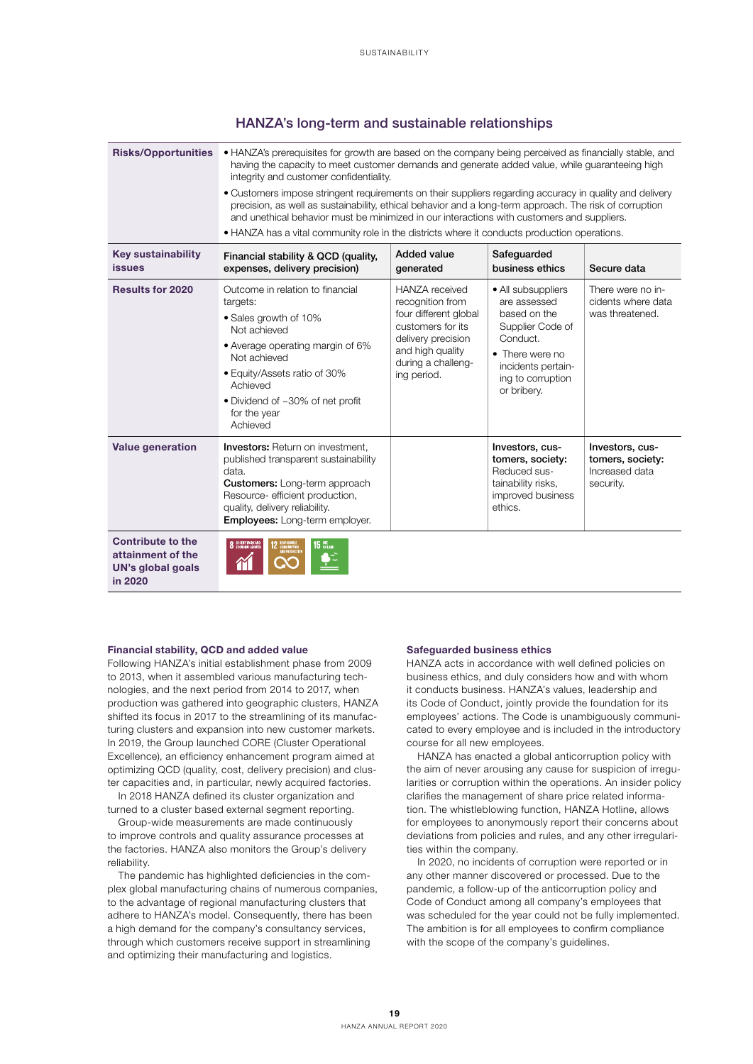## HANZA's long-term and sustainable relationships

| **Risks/Opportunities** | • HANZA's prerequisites for growth are based on the company being perceived as financially stable, and having the capacity to meet customer demands and generate added value, while guaranteeing high integrity and customer confidentiality.<br>• Customers impose stringent requirements on their suppliers regarding accuracy in quality and delivery precision, as well as sustainability, ethical behavior and a long-term approach. The risk of corruption and unethical behavior must be minimized in our interactions with customers and suppliers.<br>• HANZA has a vital community role in the districts where it conducts production operations. | | | |
|---|---|---|---|---|
| **Key sustainability issues** | Financial stability & QCD (quality, expenses, delivery precision) | Added value generated | Safeguarded business ethics | Secure data |
| **Results for 2020** | Outcome in relation to financial targets:<br>• Sales growth of 10%<br>Not achieved<br>• Average operating margin of 6%<br>Not achieved<br>• Equity/Assets ratio of 30%<br>Achieved<br>• Dividend of ~30% of net profit for the year<br>Achieved | HANZA received recognition from four different global customers for its delivery precision and high quality during a challenging period. | • All subsuppliers are assessed based on the Supplier Code of Conduct.<br>• There were no incidents pertaining to corruption or bribery. | There were no incidents where data was threatened. |
| **Value generation** | **Investors:** Return on investment, published transparent sustainability data.<br>**Customers:** Long-term approach Resource- efficient production, quality, delivery reliability.<br>**Employees:** Long-term employer. | | **Investors, customers, society:** Reduced sustainability risks, improved business ethics. | **Investors, customers, society:** Increased data security. |
| **Contribute to the attainment of the UN's global goals in 2020** | 8 DECENT WORK AND ECONOMIC GROWTH, 12 RESPONSIBLE CONSUMPTION AND PRODUCTION, 15 LIFE ON LAND | | | |

### Financial stability, QCD and added value

Following HANZA's initial establishment phase from 2009 to 2013, when it assembled various manufacturing technologies, and the next period from 2014 to 2017, when production was gathered into geographic clusters, HANZA shifted its focus in 2017 to the streamlining of its manufacturing clusters and expansion into new customer markets. In 2019, the Group launched CORE (Cluster Operational Excellence), an efficiency enhancement program aimed at optimizing QCD (quality, cost, delivery precision) and cluster capacities and, in particular, newly acquired factories.

In 2018 HANZA defined its cluster organization and turned to a cluster based external segment reporting.

Group-wide measurements are made continuously to improve controls and quality assurance processes at the factories. HANZA also monitors the Group's delivery reliability.

The pandemic has highlighted deficiencies in the complex global manufacturing chains of numerous companies, to the advantage of regional manufacturing clusters that adhere to HANZA's model. Consequently, there has been a high demand for the company's consultancy services, through which customers receive support in streamlining and optimizing their manufacturing and logistics.

### Safeguarded business ethics

HANZA acts in accordance with well defined policies on business ethics, and duly considers how and with whom it conducts business. HANZA's values, leadership and its Code of Conduct, jointly provide the foundation for its employees' actions. The Code is unambiguously communicated to every employee and is included in the introductory course for all new employees.

HANZA has enacted a global anticorruption policy with the aim of never arousing any cause for suspicion of irregularities or corruption within the operations. An insider policy clarifies the management of share price related information. The whistleblowing function, HANZA Hotline, allows for employees to anonymously report their concerns about deviations from policies and rules, and any other irregularities within the company.

In 2020, no incidents of corruption were reported or in any other manner discovered or processed. Due to the pandemic, a follow-up of the anticorruption policy and Code of Conduct among all company's employees that was scheduled for the year could not be fully implemented. The ambition is for all employees to confirm compliance with the scope of the company's guidelines.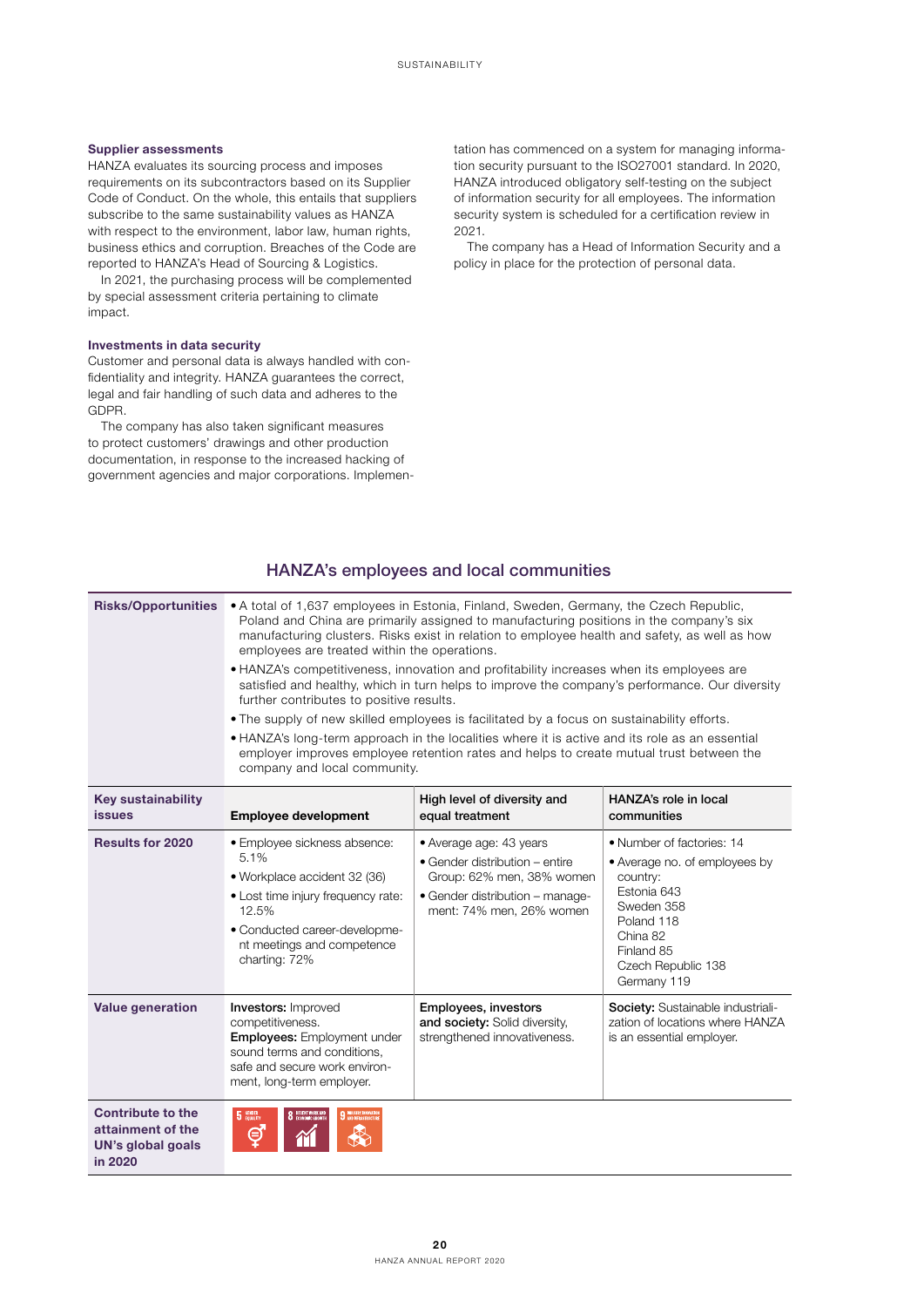### Supplier assessments

HANZA evaluates its sourcing process and imposes requirements on its subcontractors based on its Supplier Code of Conduct. On the whole, this entails that suppliers subscribe to the same sustainability values as HANZA with respect to the environment, labor law, human rights, business ethics and corruption. Breaches of the Code are reported to HANZA's Head of Sourcing & Logistics.

In 2021, the purchasing process will be complemented by special assessment criteria pertaining to climate impact.

### Investments in data security

Customer and personal data is always handled with confidentiality and integrity. HANZA guarantees the correct, legal and fair handling of such data and adheres to the GDPR.

The company has also taken significant measures to protect customers' drawings and other production documentation, in response to the increased hacking of government agencies and major corporations. Implementation has commenced on a system for managing information security pursuant to the ISO27001 standard. In 2020, HANZA introduced obligatory self-testing on the subject of information security for all employees. The information security system is scheduled for a certification review in 2021.

The company has a Head of Information Security and a policy in place for the protection of personal data.

## HANZA's employees and local communities

| **Risks/Opportunities** | • A total of 1,637 employees in Estonia, Finland, Sweden, Germany, the Czech Republic, Poland and China are primarily assigned to manufacturing positions in the company's six manufacturing clusters. Risks exist in relation to employee health and safety, as well as how employees are treated within the operations.<br>• HANZA's competitiveness, innovation and profitability increases when its employees are satisfied and healthy, which in turn helps to improve the company's performance. Our diversity further contributes to positive results.<br>• The supply of new skilled employees is facilitated by a focus on sustainability efforts.<br>• HANZA's long-term approach in the localities where it is active and its role as an essential employer improves employee retention rates and helps to create mutual trust between the company and local community. | | |
|---|---|---|---|
| **Key sustainability issues** | **Employee development** | **High level of diversity and equal treatment** | **HANZA's role in local communities** |
| **Results for 2020** | • Employee sickness absence: 5.1%<br>• Workplace accident 32 (36)<br>• Lost time injury frequency rate: 12.5%<br>• Conducted career-development meetings and competence charting: 72% | • Average age: 43 years<br>• Gender distribution – entire Group: 62% men, 38% women<br>• Gender distribution – management: 74% men, 26% women | • Number of factories: 14<br>• Average no. of employees by country:<br>Estonia 643<br>Sweden 358<br>Poland 118<br>China 82<br>Finland 85<br>Czech Republic 138<br>Germany 119 |
| **Value generation** | **Investors:** Improved competitiveness.<br>**Employees:** Employment under sound terms and conditions, safe and secure work environment, long-term employer. | **Employees, investors and society:** Solid diversity, strengthened innovativeness. | **Society:** Sustainable industrialization of locations where HANZA is an essential employer. |
| **Contribute to the attainment of the UN's global goals in 2020** | 5 Gender Equality, 8 Decent Work and Economic Growth, 9 Industry, Innovation and Infrastructure | | |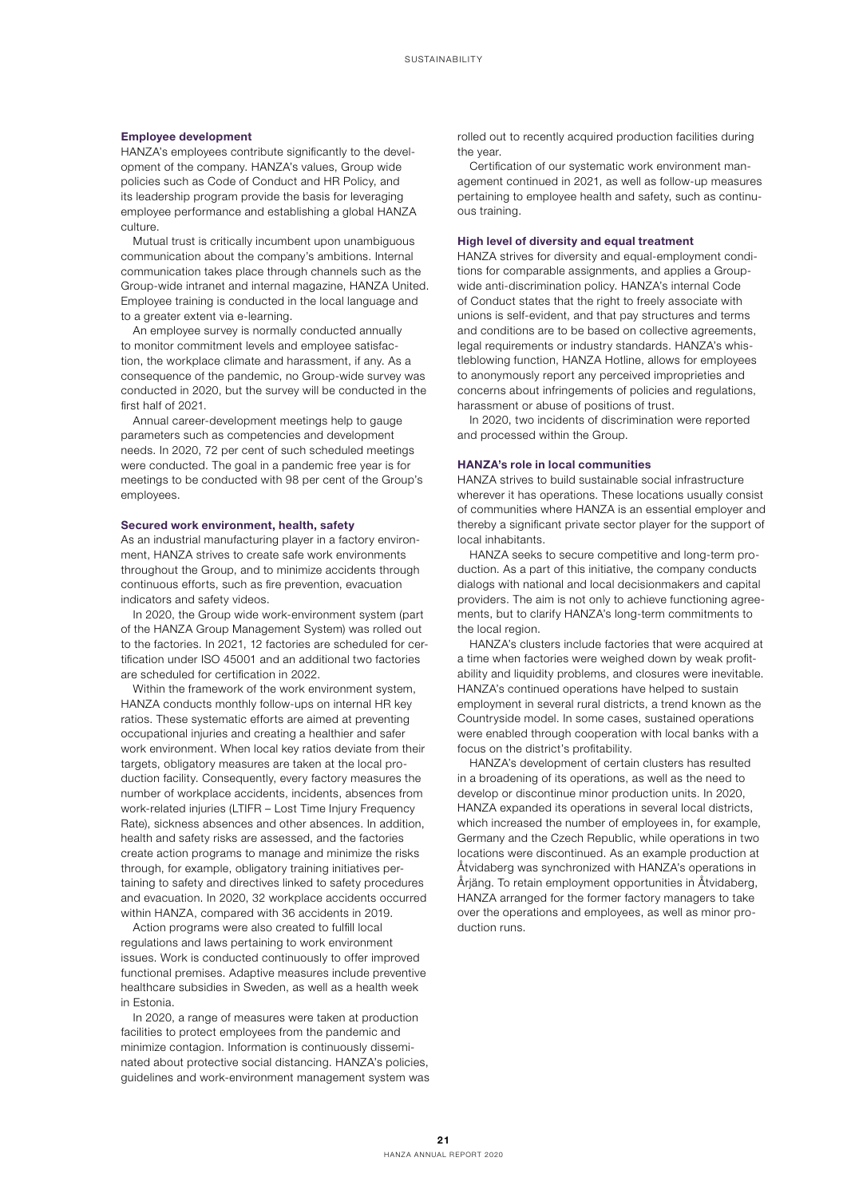### Employee development

HANZA's employees contribute significantly to the development of the company. HANZA's values, Group wide policies such as Code of Conduct and HR Policy, and its leadership program provide the basis for leveraging employee performance and establishing a global HANZA culture.

Mutual trust is critically incumbent upon unambiguous communication about the company's ambitions. Internal communication takes place through channels such as the Group-wide intranet and internal magazine, HANZA United. Employee training is conducted in the local language and to a greater extent via e-learning.

An employee survey is normally conducted annually to monitor commitment levels and employee satisfaction, the workplace climate and harassment, if any. As a consequence of the pandemic, no Group-wide survey was conducted in 2020, but the survey will be conducted in the first half of 2021.

Annual career-development meetings help to gauge parameters such as competencies and development needs. In 2020, 72 per cent of such scheduled meetings were conducted. The goal in a pandemic free year is for meetings to be conducted with 98 per cent of the Group's employees.

### Secured work environment, health, safety

As an industrial manufacturing player in a factory environment, HANZA strives to create safe work environments throughout the Group, and to minimize accidents through continuous efforts, such as fire prevention, evacuation indicators and safety videos.

In 2020, the Group wide work-environment system (part of the HANZA Group Management System) was rolled out to the factories. In 2021, 12 factories are scheduled for certification under ISO 45001 and an additional two factories are scheduled for certification in 2022.

Within the framework of the work environment system, HANZA conducts monthly follow-ups on internal HR key ratios. These systematic efforts are aimed at preventing occupational injuries and creating a healthier and safer work environment. When local key ratios deviate from their targets, obligatory measures are taken at the local production facility. Consequently, every factory measures the number of workplace accidents, incidents, absences from work-related injuries (LTIFR – Lost Time Injury Frequency Rate), sickness absences and other absences. In addition, health and safety risks are assessed, and the factories create action programs to manage and minimize the risks through, for example, obligatory training initiatives pertaining to safety and directives linked to safety procedures and evacuation. In 2020, 32 workplace accidents occurred within HANZA, compared with 36 accidents in 2019.

Action programs were also created to fulfill local regulations and laws pertaining to work environment issues. Work is conducted continuously to offer improved functional premises. Adaptive measures include preventive healthcare subsidies in Sweden, as well as a health week in Estonia.

In 2020, a range of measures were taken at production facilities to protect employees from the pandemic and minimize contagion. Information is continuously disseminated about protective social distancing. HANZA's policies, guidelines and work-environment management system was rolled out to recently acquired production facilities during the year.

Certification of our systematic work environment management continued in 2021, as well as follow-up measures pertaining to employee health and safety, such as continuous training.

### High level of diversity and equal treatment

HANZA strives for diversity and equal-employment conditions for comparable assignments, and applies a Group-wide anti-discrimination policy. HANZA's internal Code of Conduct states that the right to freely associate with unions is self-evident, and that pay structures and terms and conditions are to be based on collective agreements, legal requirements or industry standards. HANZA's whistleblowing function, HANZA Hotline, allows for employees to anonymously report any perceived improprieties and concerns about infringements of policies and regulations, harassment or abuse of positions of trust.

In 2020, two incidents of discrimination were reported and processed within the Group.

### HANZA's role in local communities

HANZA strives to build sustainable social infrastructure wherever it has operations. These locations usually consist of communities where HANZA is an essential employer and thereby a significant private sector player for the support of local inhabitants.

HANZA seeks to secure competitive and long-term production. As a part of this initiative, the company conducts dialogs with national and local decisionmakers and capital providers. The aim is not only to achieve functioning agreements, but to clarify HANZA's long-term commitments to the local region.

HANZA's clusters include factories that were acquired at a time when factories were weighed down by weak profitability and liquidity problems, and closures were inevitable. HANZA's continued operations have helped to sustain employment in several rural districts, a trend known as the Countryside model. In some cases, sustained operations were enabled through cooperation with local banks with a focus on the district's profitability.

HANZA's development of certain clusters has resulted in a broadening of its operations, as well as the need to develop or discontinue minor production units. In 2020, HANZA expanded its operations in several local districts, which increased the number of employees in, for example, Germany and the Czech Republic, while operations in two locations were discontinued. As an example production at Åtvidaberg was synchronized with HANZA's operations in Årjäng. To retain employment opportunities in Åtvidaberg, HANZA arranged for the former factory managers to take over the operations and employees, as well as minor production runs.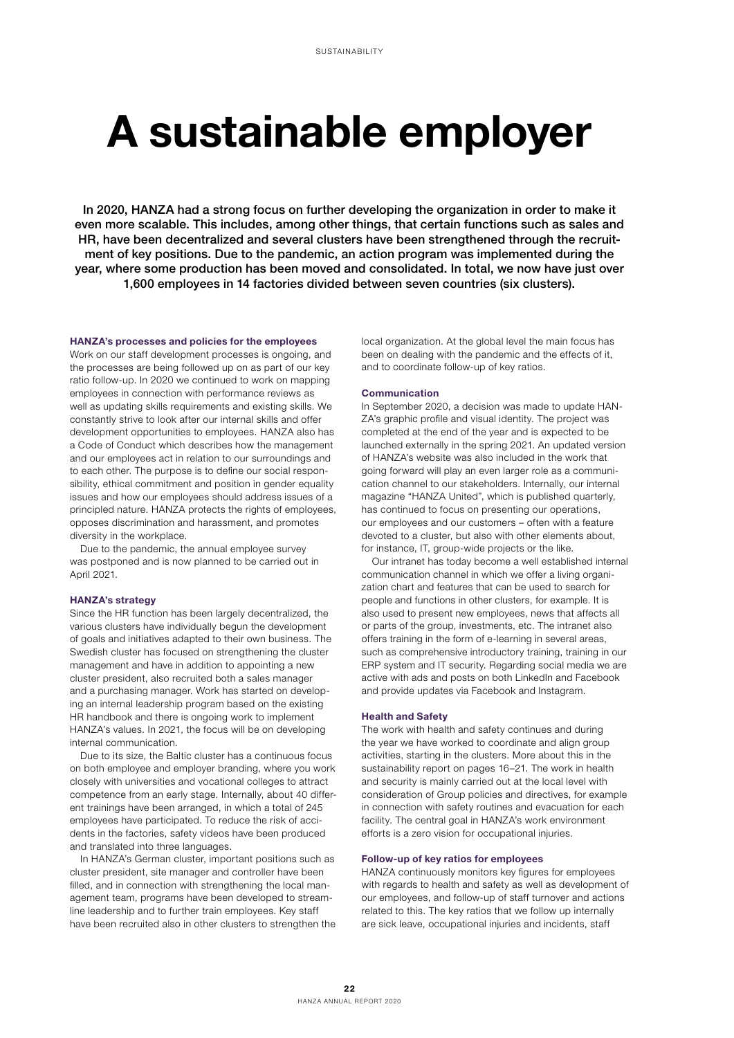# A sustainable employer

**In 2020, HANZA had a strong focus on further developing the organization in order to make it even more scalable. This includes, among other things, that certain functions such as sales and HR, have been decentralized and several clusters have been strengthened through the recruitment of key positions. Due to the pandemic, an action program was implemented during the year, where some production has been moved and consolidated. In total, we now have just over 1,600 employees in 14 factories divided between seven countries (six clusters).**

#### HANZA's processes and policies for the employees

Work on our staff development processes is ongoing, and the processes are being followed up on as part of our key ratio follow-up. In 2020 we continued to work on mapping employees in connection with performance reviews as well as updating skills requirements and existing skills. We constantly strive to look after our internal skills and offer development opportunities to employees. HANZA also has a Code of Conduct which describes how the management and our employees act in relation to our surroundings and to each other. The purpose is to define our social responsibility, ethical commitment and position in gender equality issues and how our employees should address issues of a principled nature. HANZA protects the rights of employees, opposes discrimination and harassment, and promotes diversity in the workplace.

Due to the pandemic, the annual employee survey was postponed and is now planned to be carried out in April 2021.

#### HANZA's strategy

Since the HR function has been largely decentralized, the various clusters have individually begun the development of goals and initiatives adapted to their own business. The Swedish cluster has focused on strengthening the cluster management and have in addition to appointing a new cluster president, also recruited both a sales manager and a purchasing manager. Work has started on developing an internal leadership program based on the existing HR handbook and there is ongoing work to implement HANZA's values. In 2021, the focus will be on developing internal communication.

Due to its size, the Baltic cluster has a continuous focus on both employee and employer branding, where you work closely with universities and vocational colleges to attract competence from an early stage. Internally, about 40 different trainings have been arranged, in which a total of 245 employees have participated. To reduce the risk of accidents in the factories, safety videos have been produced and translated into three languages.

In HANZA's German cluster, important positions such as cluster president, site manager and controller have been filled, and in connection with strengthening the local management team, programs have been developed to streamline leadership and to further train employees. Key staff have been recruited also in other clusters to strengthen the local organization. At the global level the main focus has been on dealing with the pandemic and the effects of it, and to coordinate follow-up of key ratios.

#### Communication

In September 2020, a decision was made to update HANZA's graphic profile and visual identity. The project was completed at the end of the year and is expected to be launched externally in the spring 2021. An updated version of HANZA's website was also included in the work that going forward will play an even larger role as a communication channel to our stakeholders. Internally, our internal magazine "HANZA United", which is published quarterly, has continued to focus on presenting our operations, our employees and our customers – often with a feature devoted to a cluster, but also with other elements about, for instance, IT, group-wide projects or the like.

Our intranet has today become a well established internal communication channel in which we offer a living organization chart and features that can be used to search for people and functions in other clusters, for example. It is also used to present new employees, news that affects all or parts of the group, investments, etc. The intranet also offers training in the form of e-learning in several areas, such as comprehensive introductory training, training in our ERP system and IT security. Regarding social media we are active with ads and posts on both LinkedIn and Facebook and provide updates via Facebook and Instagram.

#### Health and Safety

The work with health and safety continues and during the year we have worked to coordinate and align group activities, starting in the clusters. More about this in the sustainability report on pages 16–21. The work in health and security is mainly carried out at the local level with consideration of Group policies and directives, for example in connection with safety routines and evacuation for each facility. The central goal in HANZA's work environment efforts is a zero vision for occupational injuries.

#### Follow-up of key ratios for employees

HANZA continuously monitors key figures for employees with regards to health and safety as well as development of our employees, and follow-up of staff turnover and actions related to this. The key ratios that we follow up internally are sick leave, occupational injuries and incidents, staff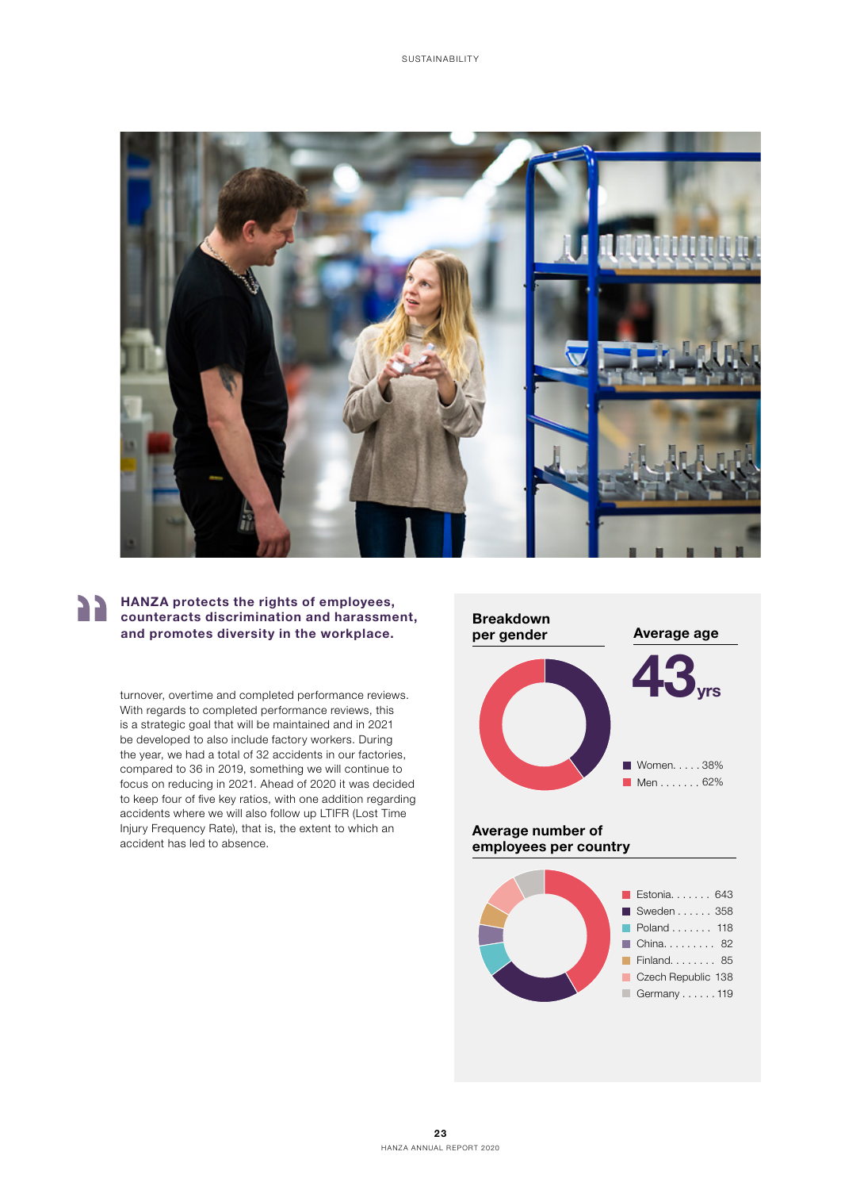> **HANZA protects the rights of employees, counteracts discrimination and harassment, and promotes diversity in the workplace.**

turnover, overtime and completed performance reviews. With regards to completed performance reviews, this is a strategic goal that will be maintained and in 2021 be developed to also include factory workers. During the year, we had a total of 32 accidents in our factories, compared to 36 in 2019, something we will continue to focus on reducing in 2021. Ahead of 2020 it was decided to keep four of five key ratios, with one addition regarding accidents where we will also follow up LTIFR (Lost Time Injury Frequency Rate), that is, the extent to which an accident has led to absence.

**Breakdown per gender**

Women. . . . . 38%

Men . . . . . . . 62%

**Average age**

43 yrs

**Average number of employees per country**

Estonia. . . . . . . 643

Sweden . . . . . . 358

Poland . . . . . . . 118

China. . . . . . . . . 82

Finland. . . . . . . . 85

Czech Republic 138

Germany . . . . . . 119